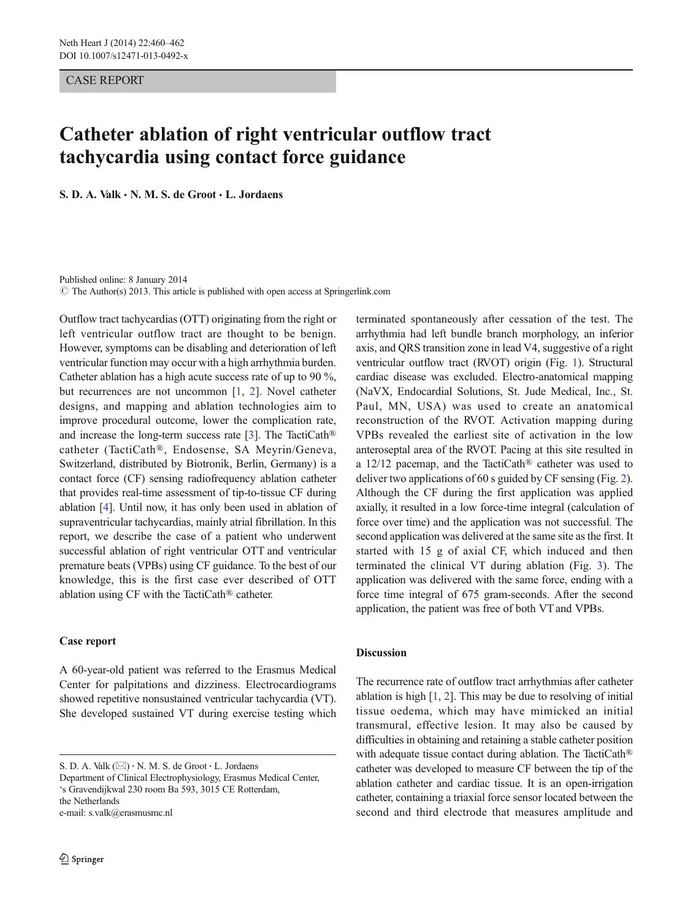CASE REPORT

# Catheter ablation of right ventricular outflow tract tachycardia using contact force guidance

**S. D. A. Valk · N. M. S. de Groot · L. Jordaens**

Published online: 8 January 2014
© The Author(s) 2013. This article is published with open access at Springerlink.com

Outflow tract tachycardias (OTT) originating from the right or left ventricular outflow tract are thought to be benign. However, symptoms can be disabling and deterioration of left ventricular function may occur with a high arrhythmia burden. Catheter ablation has a high acute success rate of up to 90 %, but recurrences are not uncommon [1, 2]. Novel catheter designs, and mapping and ablation technologies aim to improve procedural outcome, lower the complication rate, and increase the long-term success rate [3]. The TactiCath® catheter (TactiCath®, Endosense, SA Meyrin/Geneva, Switzerland, distributed by Biotronik, Berlin, Germany) is a contact force (CF) sensing radiofrequency ablation catheter that provides real-time assessment of tip-to-tissue CF during ablation [4]. Until now, it has only been used in ablation of supraventricular tachycardias, mainly atrial fibrillation. In this report, we describe the case of a patient who underwent successful ablation of right ventricular OTT and ventricular premature beats (VPBs) using CF guidance. To the best of our knowledge, this is the first case ever described of OTT ablation using CF with the TactiCath® catheter.

## Case report

A 60-year-old patient was referred to the Erasmus Medical Center for palpitations and dizziness. Electrocardiograms showed repetitive nonsustained ventricular tachycardia (VT). She developed sustained VT during exercise testing which terminated spontaneously after cessation of the test. The arrhythmia had left bundle branch morphology, an inferior axis, and QRS transition zone in lead V4, suggestive of a right ventricular outflow tract (RVOT) origin (Fig. 1). Structural cardiac disease was excluded. Electro-anatomical mapping (NaVX, Endocardial Solutions, St. Jude Medical, Inc., St. Paul, MN, USA) was used to create an anatomical reconstruction of the RVOT. Activation mapping during VPBs revealed the earliest site of activation in the low anteroseptal area of the RVOT. Pacing at this site resulted in a 12/12 pacemap, and the TactiCath® catheter was used to deliver two applications of 60 s guided by CF sensing (Fig. 2). Although the CF during the first application was applied axially, it resulted in a low force-time integral (calculation of force over time) and the application was not successful. The second application was delivered at the same site as the first. It started with 15 g of axial CF, which induced and then terminated the clinical VT during ablation (Fig. 3). The application was delivered with the same force, ending with a force time integral of 675 gram-seconds. After the second application, the patient was free of both VT and VPBs.

## Discussion

The recurrence rate of outflow tract arrhythmias after catheter ablation is high [1, 2]. This may be due to resolving of initial tissue oedema, which may have mimicked an initial transmural, effective lesion. It may also be caused by difficulties in obtaining and retaining a stable catheter position with adequate tissue contact during ablation. The TactiCath® catheter was developed to measure CF between the tip of the ablation catheter and cardiac tissue. It is an open-irrigation catheter, containing a triaxial force sensor located between the second and third electrode that measures amplitude and

S. D. A. Valk (✉) · N. M. S. de Groot · L. Jordaens
Department of Clinical Electrophysiology, Erasmus Medical Center, 's Gravendijkwal 230 room Ba 593, 3015 CE Rotterdam, the Netherlands
e-mail: s.valk@erasmusmc.nl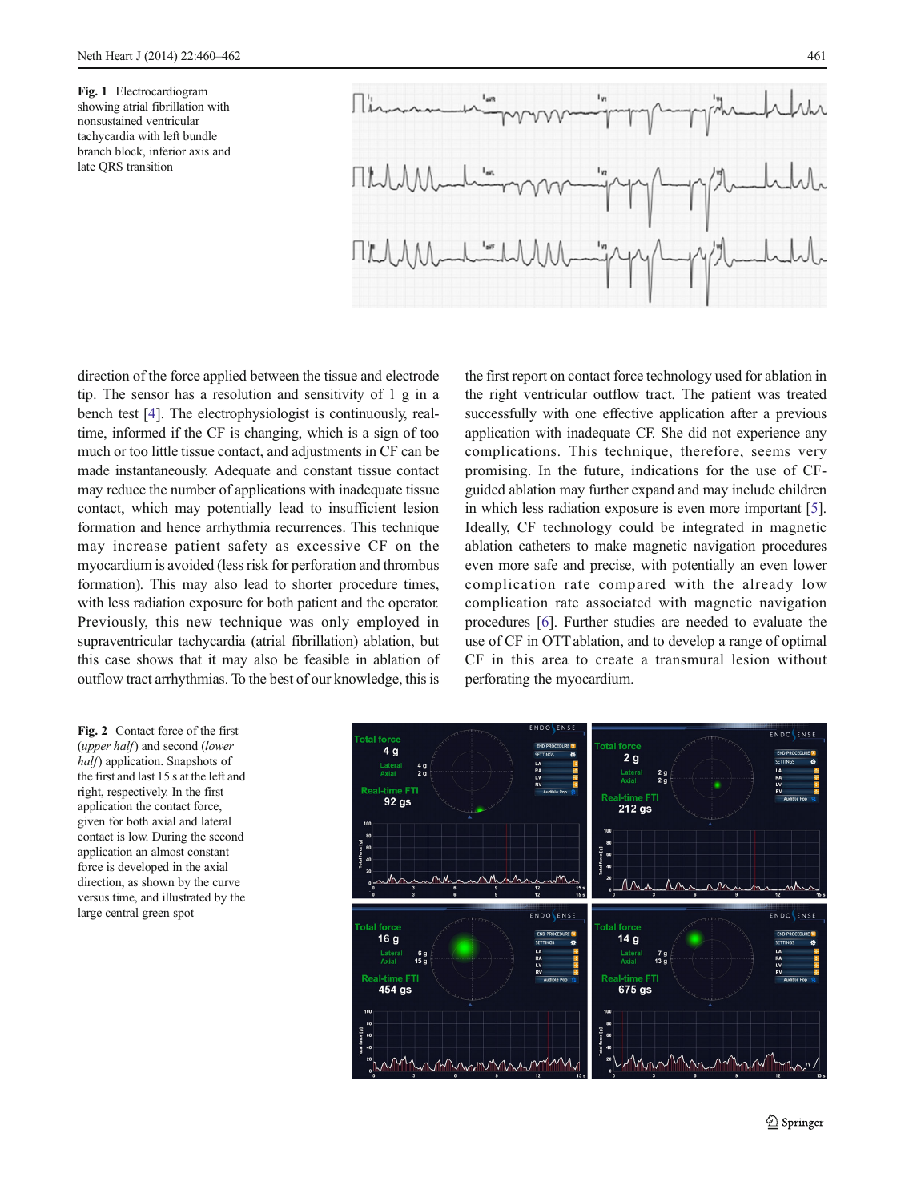**Fig. 1** Electrocardiogram showing atrial fibrillation with nonsustained ventricular tachycardia with left bundle branch block, inferior axis and late QRS transition

direction of the force applied between the tissue and electrode tip. The sensor has a resolution and sensitivity of 1 g in a bench test [4]. The electrophysiologist is continuously, real-time, informed if the CF is changing, which is a sign of too much or too little tissue contact, and adjustments in CF can be made instantaneously. Adequate and constant tissue contact may reduce the number of applications with inadequate tissue contact, which may potentially lead to insufficient lesion formation and hence arrhythmia recurrences. This technique may increase patient safety as excessive CF on the myocardium is avoided (less risk for perforation and thrombus formation). This may also lead to shorter procedure times, with less radiation exposure for both patient and the operator. Previously, this new technique was only employed in supraventricular tachycardia (atrial fibrillation) ablation, but this case shows that it may also be feasible in ablation of outflow tract arrhythmias. To the best of our knowledge, this is the first report on contact force technology used for ablation in the right ventricular outflow tract. The patient was treated successfully with one effective application after a previous application with inadequate CF. She did not experience any complications. This technique, therefore, seems very promising. In the future, indications for the use of CF-guided ablation may further expand and may include children in which less radiation exposure is even more important [5]. Ideally, CF technology could be integrated in magnetic ablation catheters to make magnetic navigation procedures even more safe and precise, with potentially an even lower complication rate compared with the already low complication rate associated with magnetic navigation procedures [6]. Further studies are needed to evaluate the use of CF in OTT ablation, and to develop a range of optimal CF in this area to create a transmural lesion without perforating the myocardium.

**Fig. 2** Contact force of the first (*upper half*) and second (*lower half*) application. Snapshots of the first and last 15 s at the left and right, respectively. In the first application the contact force, given for both axial and lateral contact is low. During the second application an almost constant force is developed in the axial direction, as shown by the curve versus time, and illustrated by the large central green spot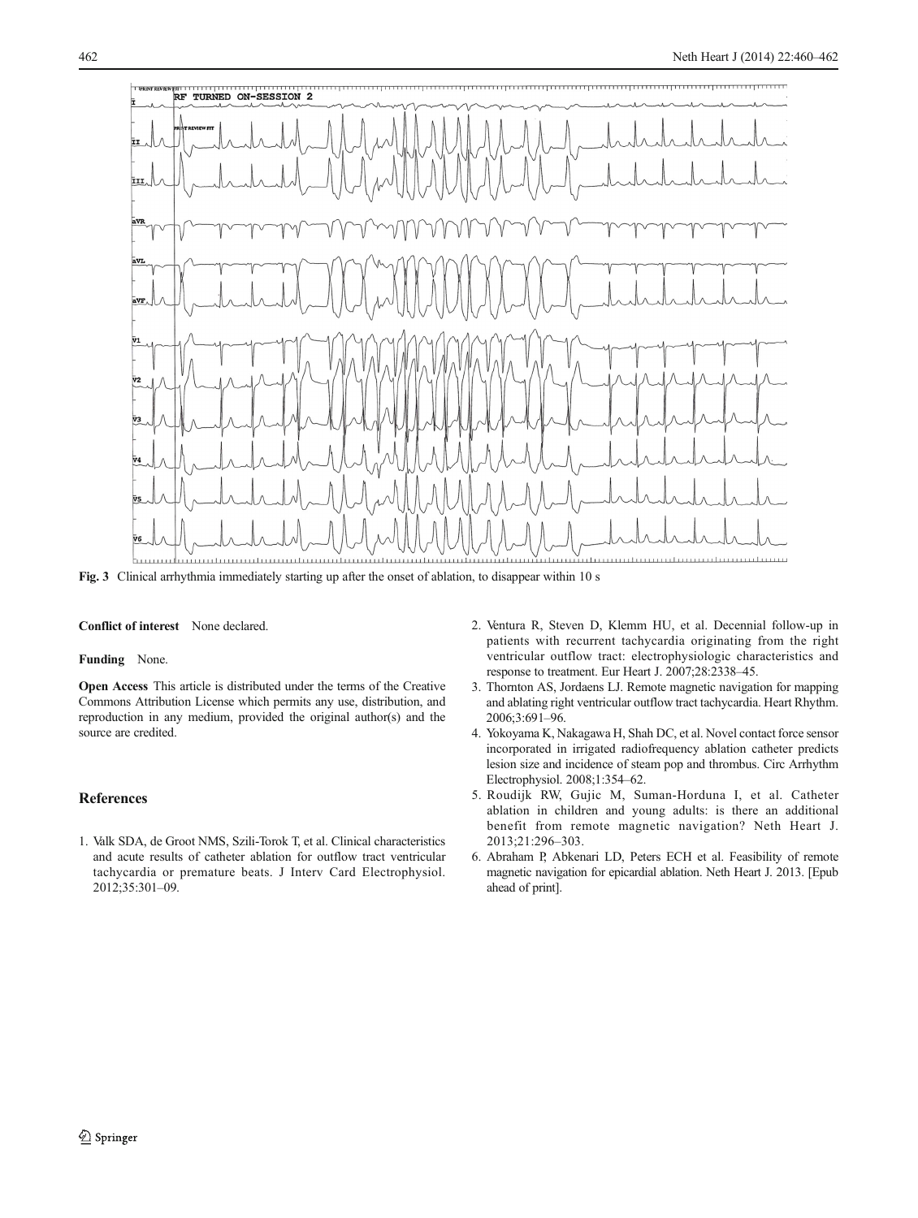RF TURNED ON-SESSION 2

I

II

III

aVR

aVL

aVF

V1

V2

V3

V4

V5

V6

**Fig. 3** Clinical arrhythmia immediately starting up after the onset of ablation, to disappear within 10 s

**Conflict of interest** None declared.

**Funding** None.

**Open Access** This article is distributed under the terms of the Creative Commons Attribution License which permits any use, distribution, and reproduction in any medium, provided the original author(s) and the source are credited.

## References

1. Valk SDA, de Groot NMS, Szili-Torok T, et al. Clinical characteristics and acute results of catheter ablation for outflow tract ventricular tachycardia or premature beats. J Interv Card Electrophysiol. 2012;35:301–09.
2. Ventura R, Steven D, Klemm HU, et al. Decennial follow-up in patients with recurrent tachycardia originating from the right ventricular outflow tract: electrophysiologic characteristics and response to treatment. Eur Heart J. 2007;28:2338–45.
3. Thornton AS, Jordaens LJ. Remote magnetic navigation for mapping and ablating right ventricular outflow tract tachycardia. Heart Rhythm. 2006;3:691–96.
4. Yokoyama K, Nakagawa H, Shah DC, et al. Novel contact force sensor incorporated in irrigated radiofrequency ablation catheter predicts lesion size and incidence of steam pop and thrombus. Circ Arrhythm Electrophysiol. 2008;1:354–62.
5. Roudijk RW, Gujic M, Suman-Horduna I, et al. Catheter ablation in children and young adults: is there an additional benefit from remote magnetic navigation? Neth Heart J. 2013;21:296–303.
6. Abraham P, Abkenari LD, Peters ECH et al. Feasibility of remote magnetic navigation for epicardial ablation. Neth Heart J. 2013. [Epub ahead of print].